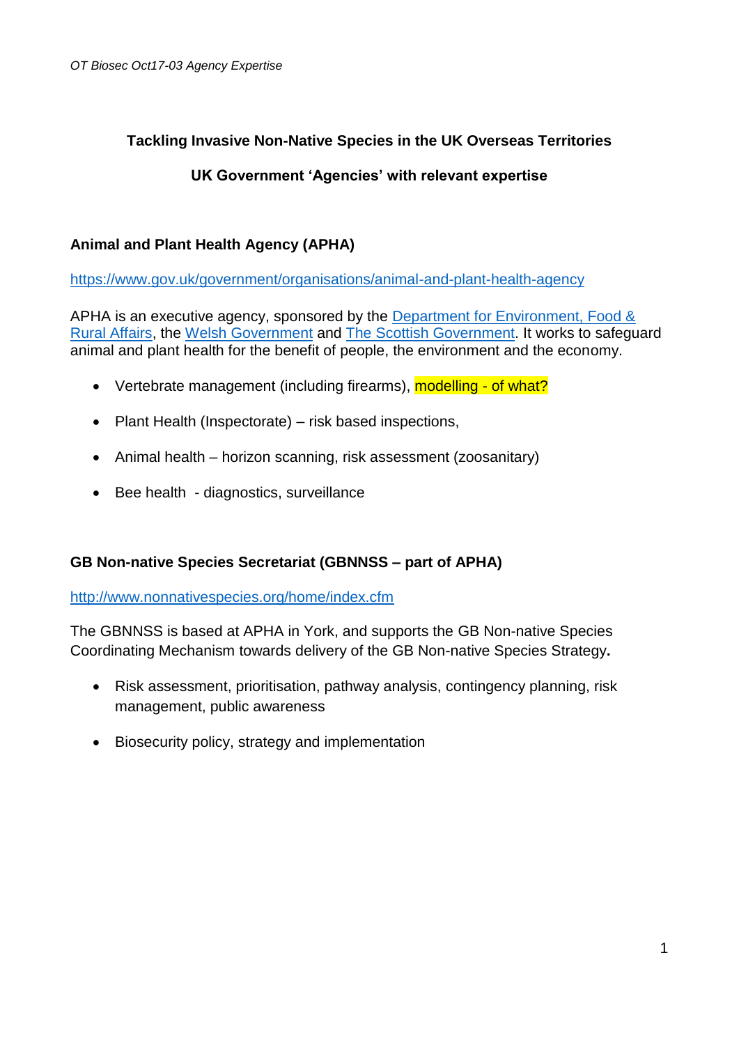*OT Biosec Oct17-03 Agency Expertise*

**Tackling Invasive Non-Native Species in the UK Overseas Territories**

**UK Government 'Agencies' with relevant expertise**

## Animal and Plant Health Agency (APHA)

https://www.gov.uk/government/organisations/animal-and-plant-health-agency

APHA is an executive agency, sponsored by the Department for Environment, Food & Rural Affairs, the Welsh Government and The Scottish Government. It works to safeguard animal and plant health for the benefit of people, the environment and the economy.

- Vertebrate management (including firearms), modelling - of what?
- Plant Health (Inspectorate) – risk based inspections,
- Animal health – horizon scanning, risk assessment (zoosanitary)
- Bee health - diagnostics, surveillance

## GB Non-native Species Secretariat (GBNNSS – part of APHA)

http://www.nonnativespecies.org/home/index.cfm

The GBNNSS is based at APHA in York, and supports the GB Non-native Species Coordinating Mechanism towards delivery of the GB Non-native Species Strategy**.**

- Risk assessment, prioritisation, pathway analysis, contingency planning, risk management, public awareness
- Biosecurity policy, strategy and implementation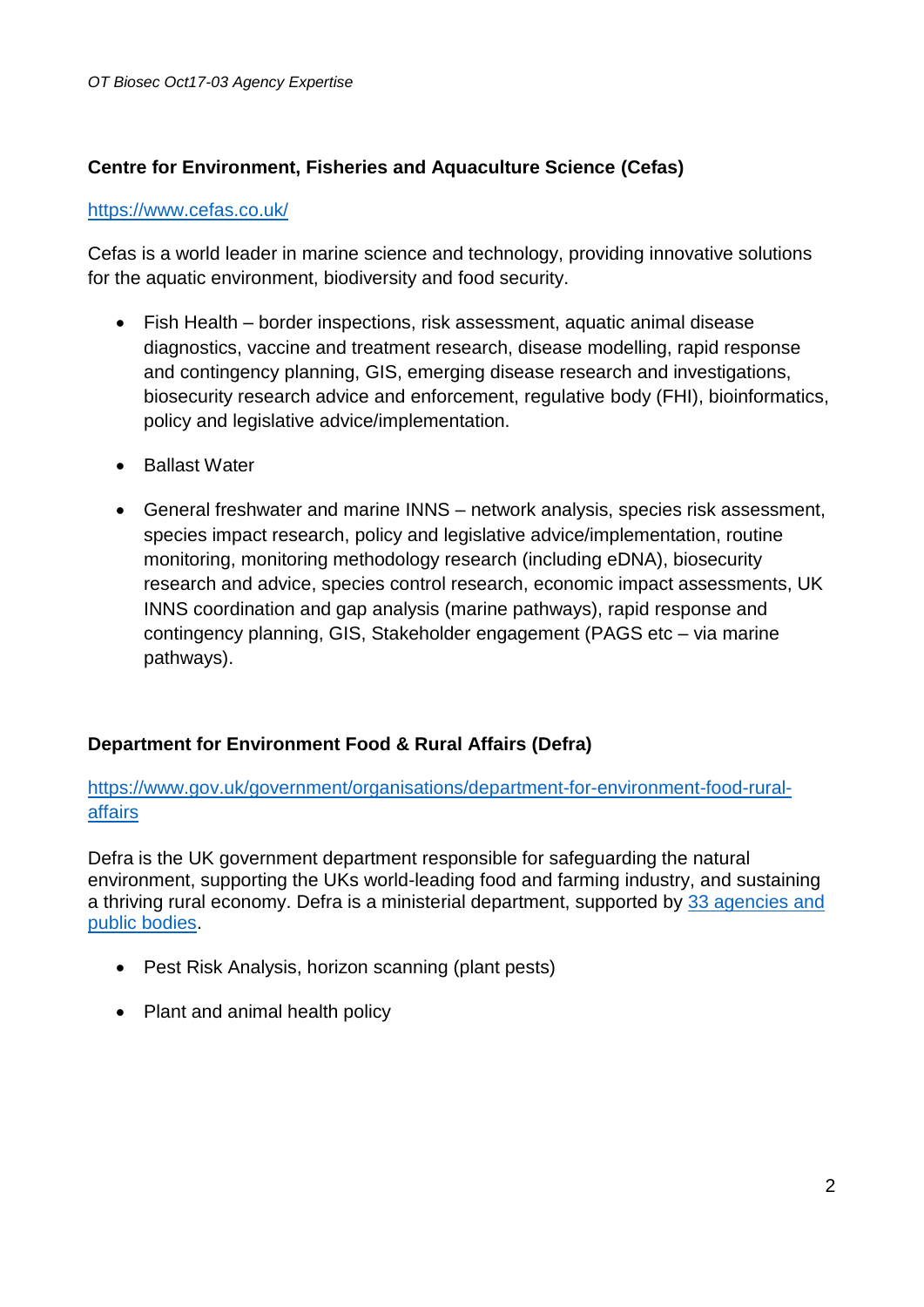## Centre for Environment, Fisheries and Aquaculture Science (Cefas)

https://www.cefas.co.uk/

Cefas is a world leader in marine science and technology, providing innovative solutions for the aquatic environment, biodiversity and food security.

- Fish Health – border inspections, risk assessment, aquatic animal disease diagnostics, vaccine and treatment research, disease modelling, rapid response and contingency planning, GIS, emerging disease research and investigations, biosecurity research advice and enforcement, regulative body (FHI), bioinformatics, policy and legislative advice/implementation.

- Ballast Water

- General freshwater and marine INNS – network analysis, species risk assessment, species impact research, policy and legislative advice/implementation, routine monitoring, monitoring methodology research (including eDNA), biosecurity research and advice, species control research, economic impact assessments, UK INNS coordination and gap analysis (marine pathways), rapid response and contingency planning, GIS, Stakeholder engagement (PAGS etc – via marine pathways).

## Department for Environment Food & Rural Affairs (Defra)

https://www.gov.uk/government/organisations/department-for-environment-food-rural-affairs

Defra is the UK government department responsible for safeguarding the natural environment, supporting the UKs world-leading food and farming industry, and sustaining a thriving rural economy. Defra is a ministerial department, supported by 33 agencies and public bodies.

- Pest Risk Analysis, horizon scanning (plant pests)

- Plant and animal health policy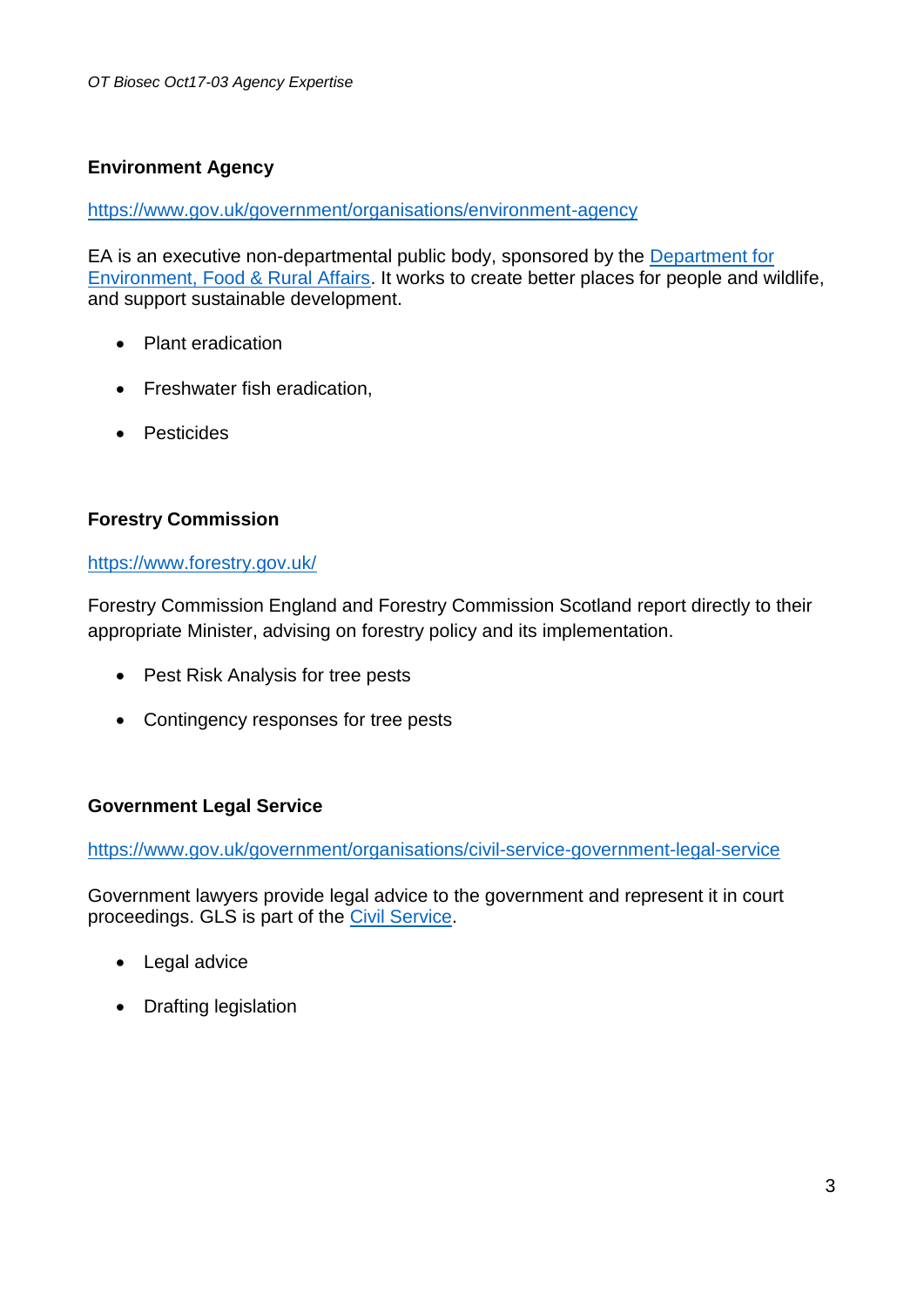**Environment Agency**

https://www.gov.uk/government/organisations/environment-agency

EA is an executive non-departmental public body, sponsored by the Department for Environment, Food & Rural Affairs. It works to create better places for people and wildlife, and support sustainable development.

- Plant eradication
- Freshwater fish eradication,
- Pesticides

**Forestry Commission**

https://www.forestry.gov.uk/

Forestry Commission England and Forestry Commission Scotland report directly to their appropriate Minister, advising on forestry policy and its implementation.

- Pest Risk Analysis for tree pests
- Contingency responses for tree pests

**Government Legal Service**

https://www.gov.uk/government/organisations/civil-service-government-legal-service

Government lawyers provide legal advice to the government and represent it in court proceedings. GLS is part of the Civil Service.

- Legal advice
- Drafting legislation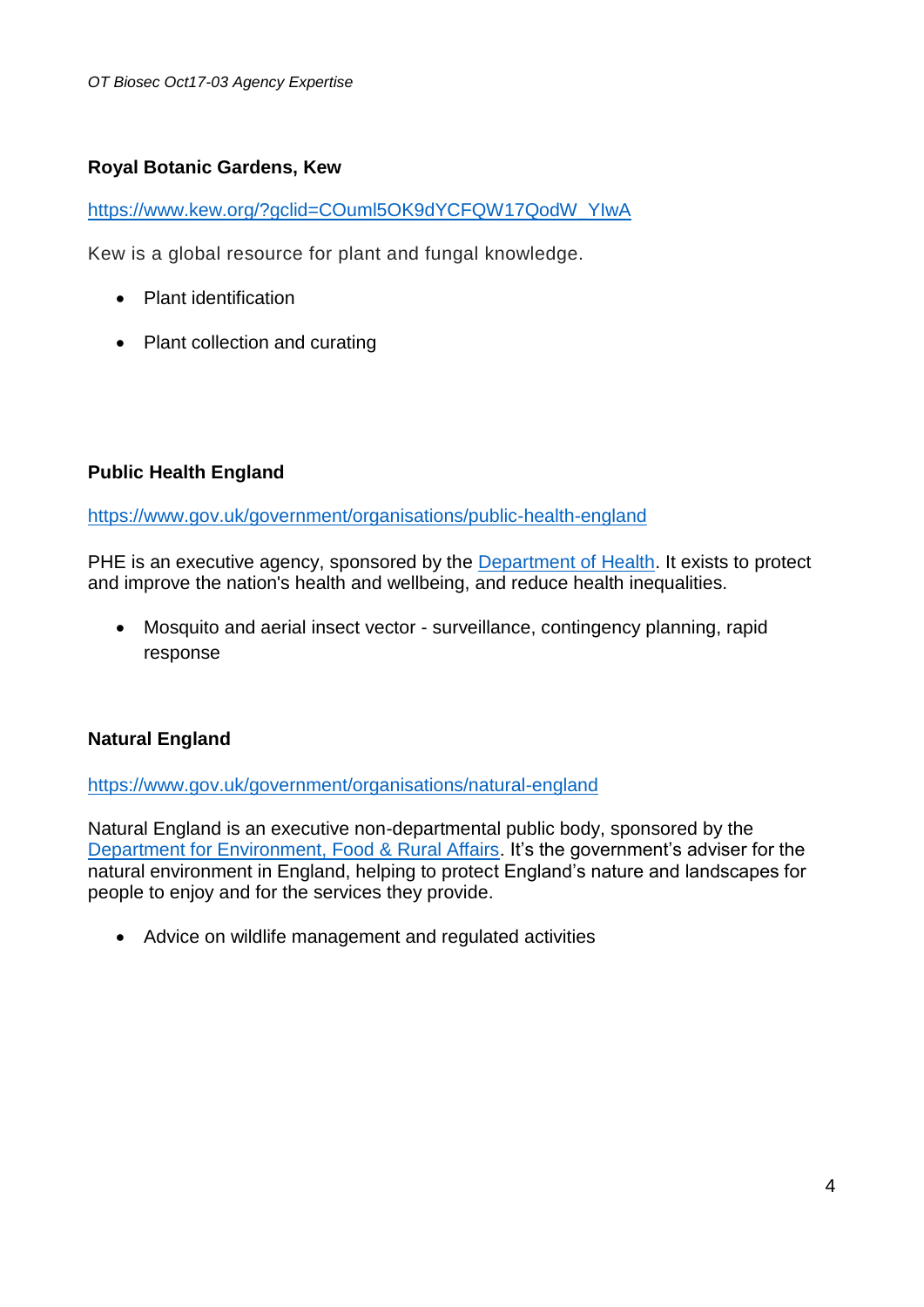**Royal Botanic Gardens, Kew**

https://www.kew.org/?gclid=COuml5OK9dYCFQW17QodW_YIwA

Kew is a global resource for plant and fungal knowledge.

- Plant identification
- Plant collection and curating

**Public Health England**

https://www.gov.uk/government/organisations/public-health-england

PHE is an executive agency, sponsored by the Department of Health. It exists to protect and improve the nation's health and wellbeing, and reduce health inequalities.

- Mosquito and aerial insect vector - surveillance, contingency planning, rapid response

**Natural England**

https://www.gov.uk/government/organisations/natural-england

Natural England is an executive non-departmental public body, sponsored by the Department for Environment, Food & Rural Affairs. It's the government's adviser for the natural environment in England, helping to protect England's nature and landscapes for people to enjoy and for the services they provide.

- Advice on wildlife management and regulated activities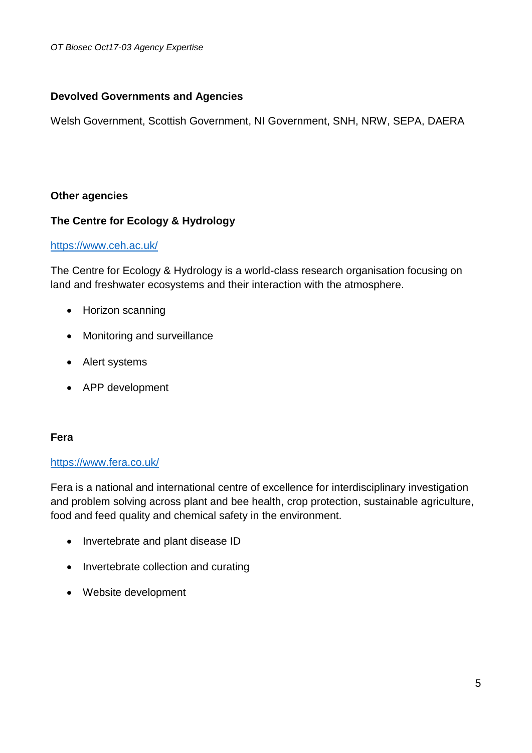**Devolved Governments and Agencies**

Welsh Government, Scottish Government, NI Government, SNH, NRW, SEPA, DAERA

**Other agencies**

**The Centre for Ecology & Hydrology**

https://www.ceh.ac.uk/

The Centre for Ecology & Hydrology is a world-class research organisation focusing on land and freshwater ecosystems and their interaction with the atmosphere.

- Horizon scanning
- Monitoring and surveillance
- Alert systems
- APP development

**Fera**

https://www.fera.co.uk/

Fera is a national and international centre of excellence for interdisciplinary investigation and problem solving across plant and bee health, crop protection, sustainable agriculture, food and feed quality and chemical safety in the environment.

- Invertebrate and plant disease ID
- Invertebrate collection and curating
- Website development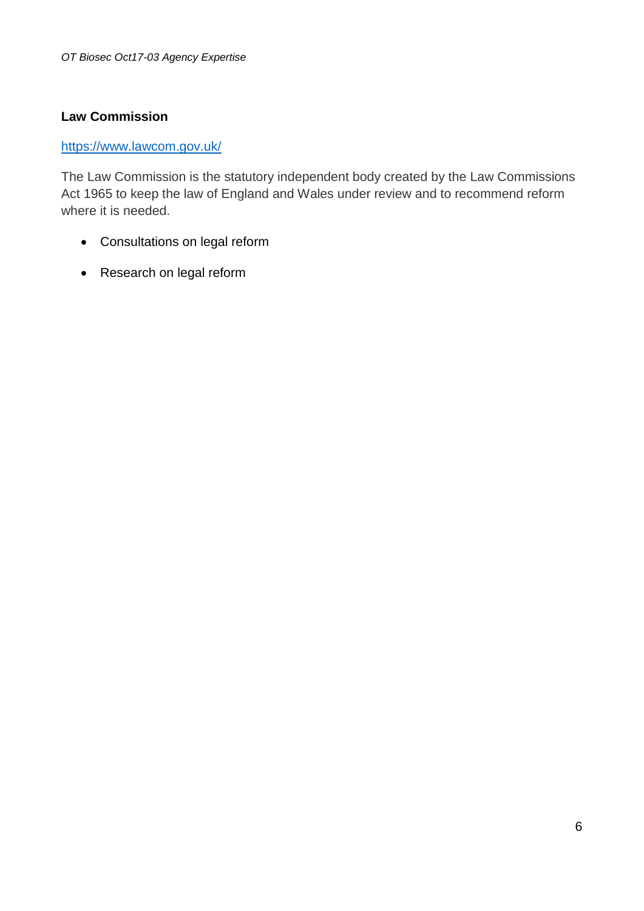**Law Commission**

https://www.lawcom.gov.uk/

The Law Commission is the statutory independent body created by the Law Commissions Act 1965 to keep the law of England and Wales under review and to recommend reform where it is needed.

- Consultations on legal reform
- Research on legal reform